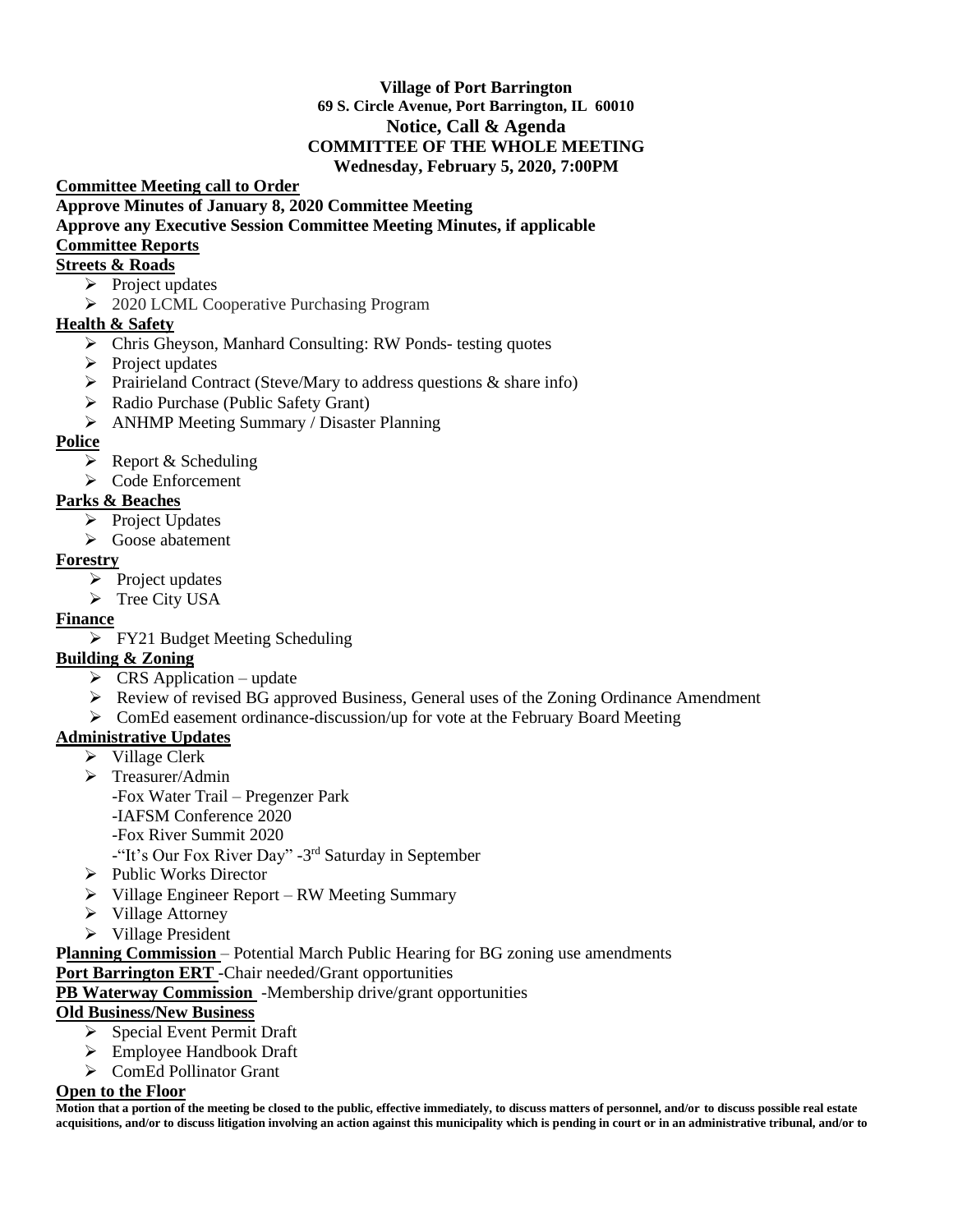**Village of Port Barrington**
**69 S. Circle Avenue, Port Barrington, IL 60010**
**Notice, Call & Agenda**
**COMMITTEE OF THE WHOLE MEETING**
**Wednesday, February 5, 2020, 7:00PM**

**Committee Meeting call to Order**

**Approve Minutes of January 8, 2020 Committee Meeting**

**Approve any Executive Session Committee Meeting Minutes, if applicable**

**Committee Reports**

**Streets & Roads**

- Project updates
- 2020 LCML Cooperative Purchasing Program

**Health & Safety**

- Chris Gheyson, Manhard Consulting: RW Ponds- testing quotes
- Project updates
- Prairieland Contract (Steve/Mary to address questions & share info)
- Radio Purchase (Public Safety Grant)
- ANHMP Meeting Summary / Disaster Planning

**Police**

- Report & Scheduling
- Code Enforcement

**Parks & Beaches**

- Project Updates
- Goose abatement

**Forestry**

- Project updates
- Tree City USA

**Finance**

- FY21 Budget Meeting Scheduling

**Building & Zoning**

- CRS Application – update
- Review of revised BG approved Business, General uses of the Zoning Ordinance Amendment
- ComEd easement ordinance-discussion/up for vote at the February Board Meeting

**Administrative Updates**

- Village Clerk
- Treasurer/Admin
  - -Fox Water Trail – Pregenzer Park
  - -IAFSM Conference 2020
  - -Fox River Summit 2020
  - -"It's Our Fox River Day" -3rd Saturday in September
- Public Works Director
- Village Engineer Report – RW Meeting Summary
- Village Attorney
- Village President

**Planning Commission** – Potential March Public Hearing for BG zoning use amendments

**Port Barrington ERT** -Chair needed/Grant opportunities

**PB Waterway Commission** -Membership drive/grant opportunities

**Old Business/New Business**

- Special Event Permit Draft
- Employee Handbook Draft
- ComEd Pollinator Grant

**Open to the Floor**

**Motion that a portion of the meeting be closed to the public, effective immediately, to discuss matters of personnel, and/or to discuss possible real estate acquisitions, and/or to discuss litigation involving an action against this municipality which is pending in court or in an administrative tribunal, and/or to**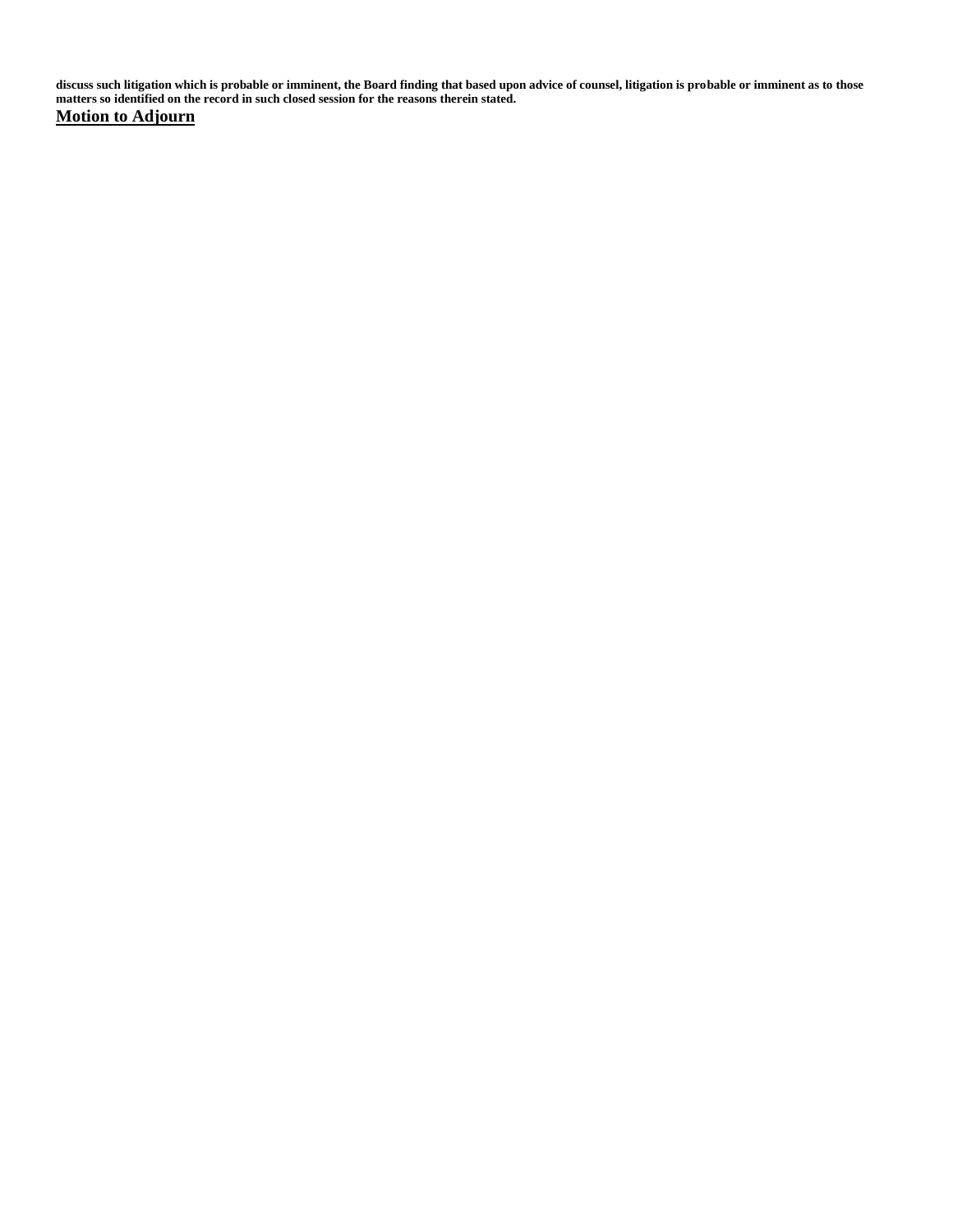**discuss such litigation which is probable or imminent, the Board finding that based upon advice of counsel, litigation is probable or imminent as to those matters so identified on the record in such closed session for the reasons therein stated.**

**Motion to Adjourn**